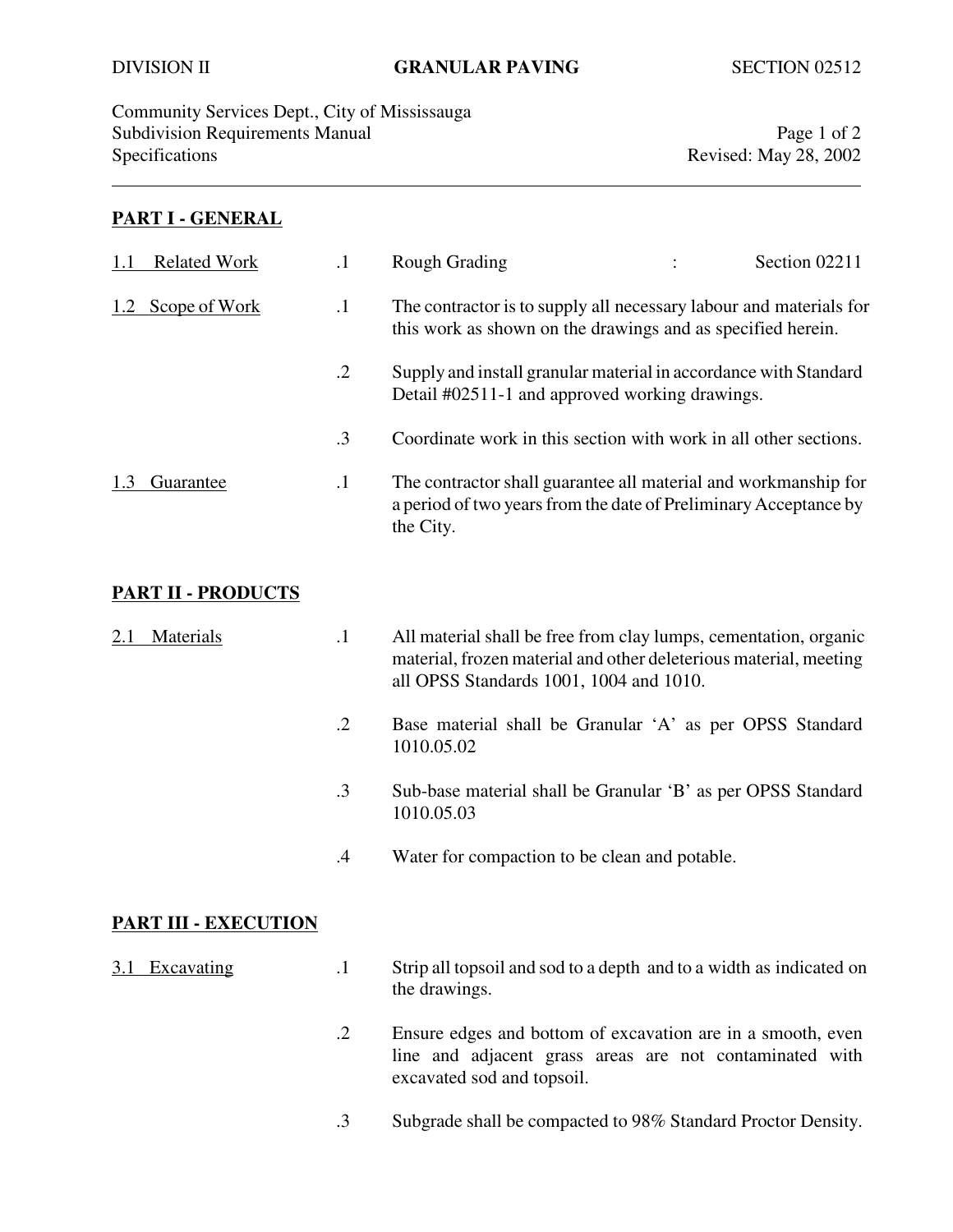DIVISION II **GRANULAR PAVING** SECTION 02512

Community Services Dept., City of Mississauga
Subdivision Requirements Manual
Specifications
Revised: May 28, 2002

## PART I - GENERAL

**1.1 Related Work**

.1 Rough Grading : Section 02211

**1.2 Scope of Work**

.1 The contractor is to supply all necessary labour and materials for this work as shown on the drawings and as specified herein.

.2 Supply and install granular material in accordance with Standard Detail #02511-1 and approved working drawings.

.3 Coordinate work in this section with work in all other sections.

**1.3 Guarantee**

.1 The contractor shall guarantee all material and workmanship for a period of two years from the date of Preliminary Acceptance by the City.

## PART II - PRODUCTS

**2.1 Materials**

.1 All material shall be free from clay lumps, cementation, organic material, frozen material and other deleterious material, meeting all OPSS Standards 1001, 1004 and 1010.

.2 Base material shall be Granular 'A' as per OPSS Standard 1010.05.02

.3 Sub-base material shall be Granular 'B' as per OPSS Standard 1010.05.03

.4 Water for compaction to be clean and potable.

## PART III - EXECUTION

**3.1 Excavating**

.1 Strip all topsoil and sod to a depth and to a width as indicated on the drawings.

.2 Ensure edges and bottom of excavation are in a smooth, even line and adjacent grass areas are not contaminated with excavated sod and topsoil.

.3 Subgrade shall be compacted to 98% Standard Proctor Density.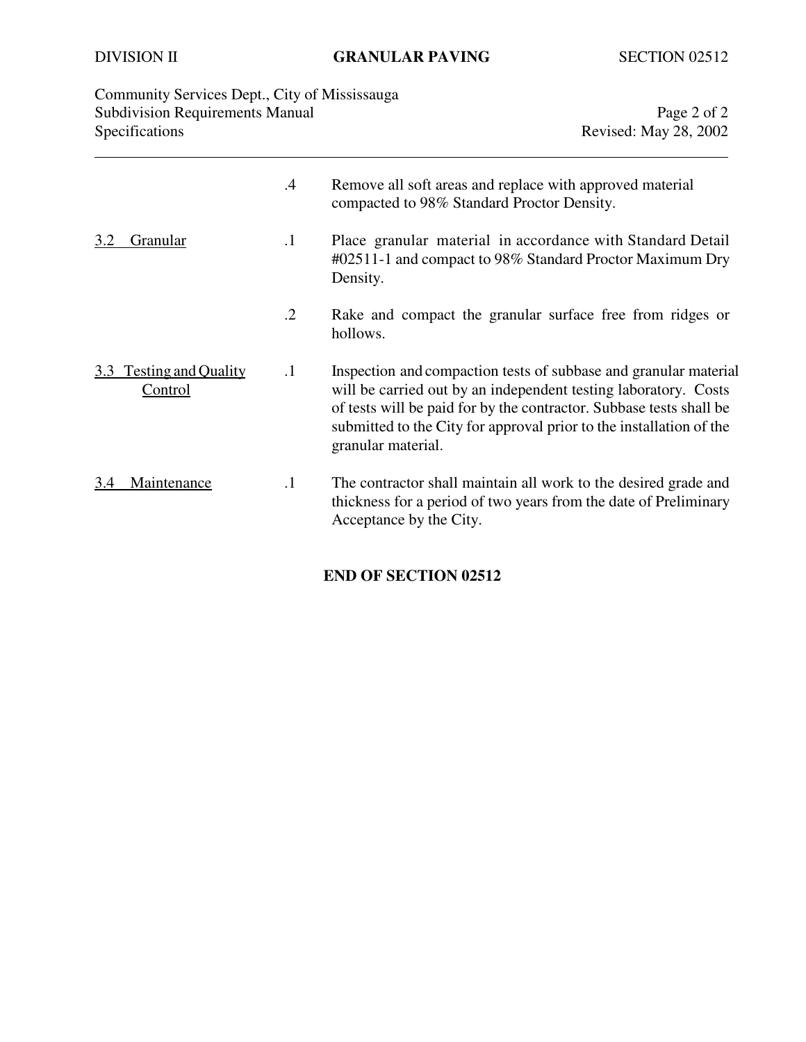.4 Remove all soft areas and replace with approved material compacted to 98% Standard Proctor Density.

### 3.2 Granular

.1 Place granular material in accordance with Standard Detail #02511-1 and compact to 98% Standard Proctor Maximum Dry Density.

.2 Rake and compact the granular surface free from ridges or hollows.

### 3.3 Testing and Quality Control

.1 Inspection and compaction tests of subbase and granular material will be carried out by an independent testing laboratory. Costs of tests will be paid for by the contractor. Subbase tests shall be submitted to the City for approval prior to the installation of the granular material.

### 3.4 Maintenance

.1 The contractor shall maintain all work to the desired grade and thickness for a period of two years from the date of Preliminary Acceptance by the City.

**END OF SECTION 02512**